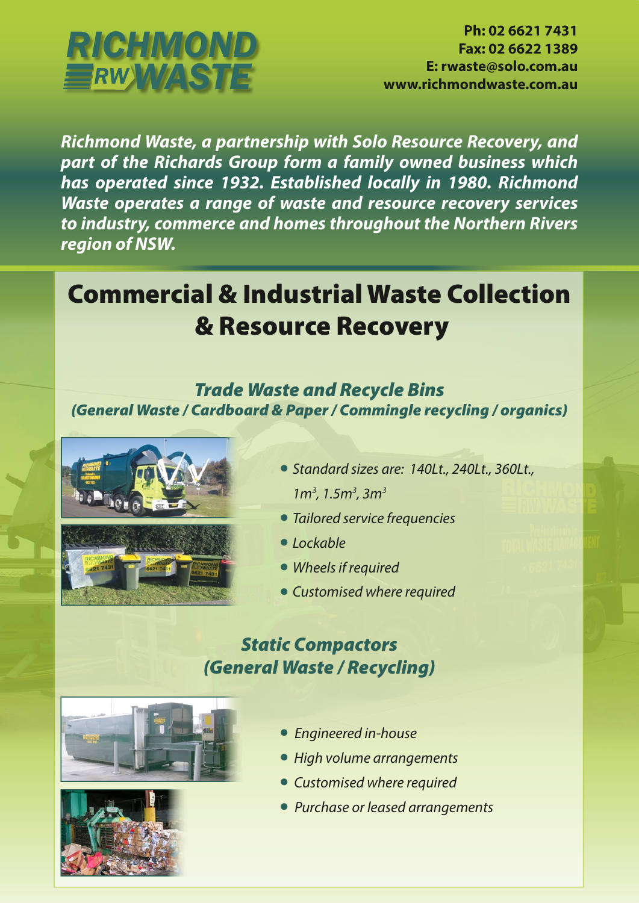# RICHMOND RW WASTE

**Ph: 02 6621 7431**
**Fax: 02 6622 1389**
**E: rwaste@solo.com.au**
**www.richmondwaste.com.au**

***Richmond Waste, a partnership with Solo Resource Recovery, and part of the Richards Group form a family owned business which has operated since 1932. Established locally in 1980. Richmond Waste operates a range of waste and resource recovery services to industry, commerce and homes throughout the Northern Rivers region of NSW.***

## Commercial & Industrial Waste Collection & Resource Recovery

### *Trade Waste and Recycle Bins*

***(General Waste / Cardboard & Paper / Commingle recycling / organics)***

- *Standard sizes are: 140Lt., 240Lt., 360Lt., $1m^3$, $1.5m^3$, $3m^3$*
- *Tailored service frequencies*
- *Lockable*
- *Wheels if required*
- *Customised where required*

### *Static Compactors (General Waste / Recycling)*

- *Engineered in-house*
- *High volume arrangements*
- *Customised where required*
- *Purchase or leased arrangements*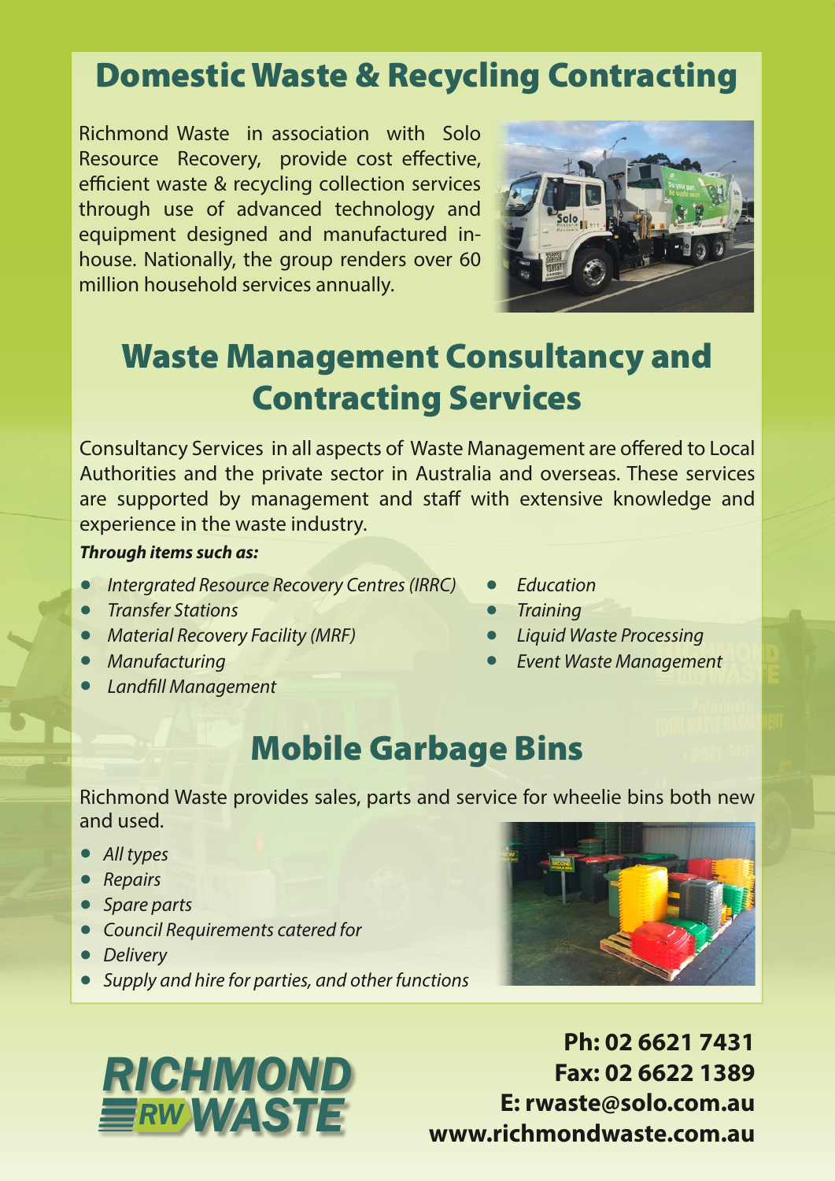## Domestic Waste & Recycling Contracting

Richmond Waste in association with Solo Resource Recovery, provide cost effective, efficient waste & recycling collection services through use of advanced technology and equipment designed and manufactured in-house. Nationally, the group renders over 60 million household services annually.

## Waste Management Consultancy and Contracting Services

Consultancy Services in all aspects of Waste Management are offered to Local Authorities and the private sector in Australia and overseas. These services are supported by management and staff with extensive knowledge and experience in the waste industry.

***Through items such as:***

- *Intergrated Resource Recovery Centres (IRRC)*
- *Transfer Stations*
- *Material Recovery Facility (MRF)*
- *Manufacturing*
- *Landfill Management*
- *Education*
- *Training*
- *Liquid Waste Processing*
- *Event Waste Management*

## Mobile Garbage Bins

Richmond Waste provides sales, parts and service for wheelie bins both new and used.

- *All types*
- *Repairs*
- *Spare parts*
- *Council Requirements catered for*
- *Delivery*
- *Supply and hire for parties, and other functions*

**RICHMOND RW WASTE**

**Ph: 02 6621 7431**
**Fax: 02 6622 1389**
**E: rwaste@solo.com.au**
**www.richmondwaste.com.au**